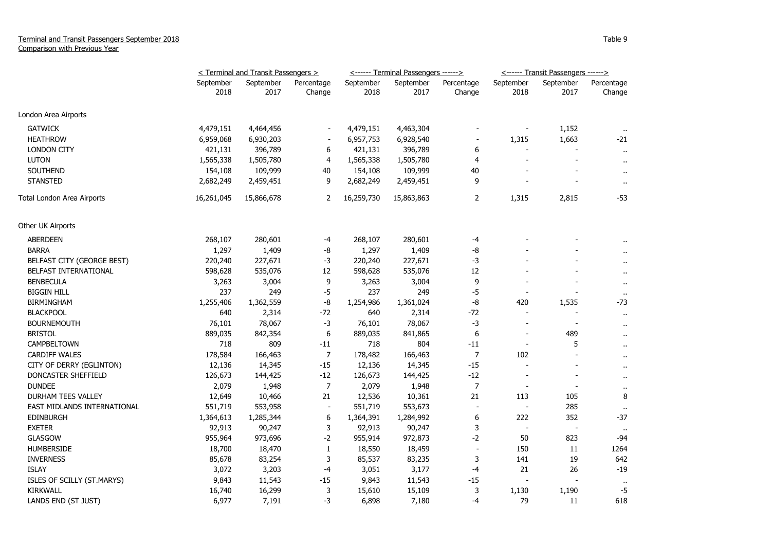Terminal and Transit Passengers September 2018
Comparison with Previous Year

Table 9

| | < Terminal and Transit Passengers > | | | <------ Terminal Passengers ------> | | | <------ Transit Passengers ------> | | |
|---|---|---|---|---|---|---|---|---|---|
| | September 2018 | September 2017 | Percentage Change | September 2018 | September 2017 | Percentage Change | September 2018 | September 2017 | Percentage Change |
| London Area Airports | | | | | | | | | |
| GATWICK | 4,479,151 | 4,464,456 | - | 4,479,151 | 4,463,304 | - | - | 1,152 | .. |
| HEATHROW | 6,959,068 | 6,930,203 | - | 6,957,753 | 6,928,540 | - | 1,315 | 1,663 | -21 |
| LONDON CITY | 421,131 | 396,789 | 6 | 421,131 | 396,789 | 6 | - | - | .. |
| LUTON | 1,565,338 | 1,505,780 | 4 | 1,565,338 | 1,505,780 | 4 | - | - | .. |
| SOUTHEND | 154,108 | 109,999 | 40 | 154,108 | 109,999 | 40 | - | - | .. |
| STANSTED | 2,682,249 | 2,459,451 | 9 | 2,682,249 | 2,459,451 | 9 | - | - | .. |
| Total London Area Airports | 16,261,045 | 15,866,678 | 2 | 16,259,730 | 15,863,863 | 2 | 1,315 | 2,815 | -53 |
| Other UK Airports | | | | | | | | | |
| ABERDEEN | 268,107 | 280,601 | -4 | 268,107 | 280,601 | -4 | - | - | .. |
| BARRA | 1,297 | 1,409 | -8 | 1,297 | 1,409 | -8 | - | - | .. |
| BELFAST CITY (GEORGE BEST) | 220,240 | 227,671 | -3 | 220,240 | 227,671 | -3 | - | - | .. |
| BELFAST INTERNATIONAL | 598,628 | 535,076 | 12 | 598,628 | 535,076 | 12 | - | - | .. |
| BENBECULA | 3,263 | 3,004 | 9 | 3,263 | 3,004 | 9 | - | - | .. |
| BIGGIN HILL | 237 | 249 | -5 | 237 | 249 | -5 | - | - | .. |
| BIRMINGHAM | 1,255,406 | 1,362,559 | -8 | 1,254,986 | 1,361,024 | -8 | 420 | 1,535 | -73 |
| BLACKPOOL | 640 | 2,314 | -72 | 640 | 2,314 | -72 | - | - | .. |
| BOURNEMOUTH | 76,101 | 78,067 | -3 | 76,101 | 78,067 | -3 | - | - | .. |
| BRISTOL | 889,035 | 842,354 | 6 | 889,035 | 841,865 | 6 | - | 489 | .. |
| CAMPBELTOWN | 718 | 809 | -11 | 718 | 804 | -11 | - | 5 | .. |
| CARDIFF WALES | 178,584 | 166,463 | 7 | 178,482 | 166,463 | 7 | 102 | - | .. |
| CITY OF DERRY (EGLINTON) | 12,136 | 14,345 | -15 | 12,136 | 14,345 | -15 | - | - | .. |
| DONCASTER SHEFFIELD | 126,673 | 144,425 | -12 | 126,673 | 144,425 | -12 | - | - | .. |
| DUNDEE | 2,079 | 1,948 | 7 | 2,079 | 1,948 | 7 | - | - | .. |
| DURHAM TEES VALLEY | 12,649 | 10,466 | 21 | 12,536 | 10,361 | 21 | 113 | 105 | 8 |
| EAST MIDLANDS INTERNATIONAL | 551,719 | 553,958 | - | 551,719 | 553,673 | - | - | 285 | .. |
| EDINBURGH | 1,364,613 | 1,285,344 | 6 | 1,364,391 | 1,284,992 | 6 | 222 | 352 | -37 |
| EXETER | 92,913 | 90,247 | 3 | 92,913 | 90,247 | 3 | - | - | .. |
| GLASGOW | 955,964 | 973,696 | -2 | 955,914 | 972,873 | -2 | 50 | 823 | -94 |
| HUMBERSIDE | 18,700 | 18,470 | 1 | 18,550 | 18,459 | - | 150 | 11 | 1264 |
| INVERNESS | 85,678 | 83,254 | 3 | 85,537 | 83,235 | 3 | 141 | 19 | 642 |
| ISLAY | 3,072 | 3,203 | -4 | 3,051 | 3,177 | -4 | 21 | 26 | -19 |
| ISLES OF SCILLY (ST.MARYS) | 9,843 | 11,543 | -15 | 9,843 | 11,543 | -15 | - | - | .. |
| KIRKWALL | 16,740 | 16,299 | 3 | 15,610 | 15,109 | 3 | 1,130 | 1,190 | -5 |
| LANDS END (ST JUST) | 6,977 | 7,191 | -3 | 6,898 | 7,180 | -4 | 79 | 11 | 618 |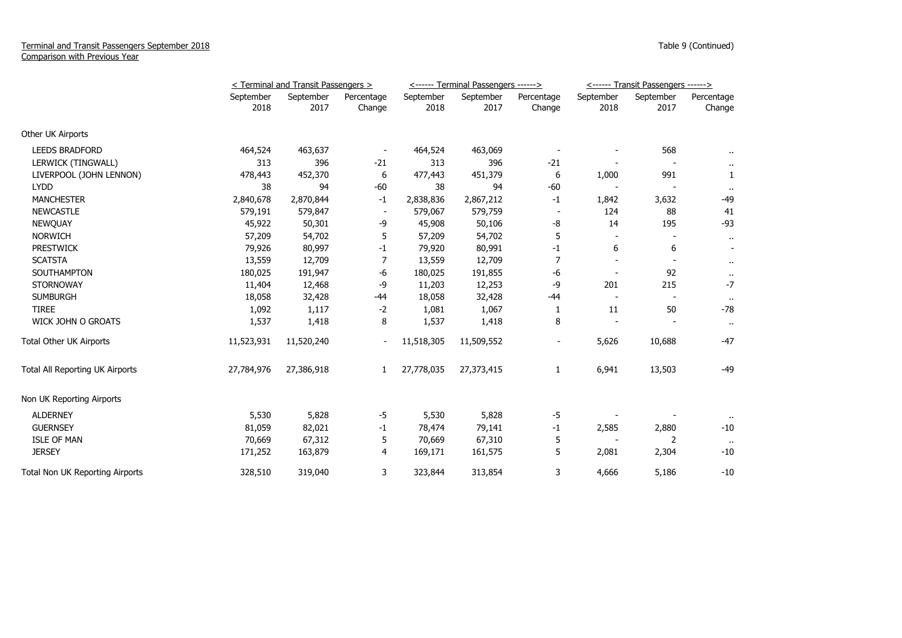Terminal and Transit Passengers September 2018
Comparison with Previous Year

Table 9 (Continued)

| | < Terminal and Transit Passengers > | | | <------ Terminal Passengers ------> | | | <------ Transit Passengers ------> | | |
|---|---|---|---|---|---|---|---|---|---|
| | September 2018 | September 2017 | Percentage Change | September 2018 | September 2017 | Percentage Change | September 2018 | September 2017 | Percentage Change |
| Other UK Airports | | | | | | | | | |
| LEEDS BRADFORD | 464,524 | 463,637 | - | 464,524 | 463,069 | - | - | 568 | .. |
| LERWICK (TINGWALL) | 313 | 396 | -21 | 313 | 396 | -21 | - | - | .. |
| LIVERPOOL (JOHN LENNON) | 478,443 | 452,370 | 6 | 477,443 | 451,379 | 6 | 1,000 | 991 | 1 |
| LYDD | 38 | 94 | -60 | 38 | 94 | -60 | - | - | .. |
| MANCHESTER | 2,840,678 | 2,870,844 | -1 | 2,838,836 | 2,867,212 | -1 | 1,842 | 3,632 | -49 |
| NEWCASTLE | 579,191 | 579,847 | - | 579,067 | 579,759 | - | 124 | 88 | 41 |
| NEWQUAY | 45,922 | 50,301 | -9 | 45,908 | 50,106 | -8 | 14 | 195 | -93 |
| NORWICH | 57,209 | 54,702 | 5 | 57,209 | 54,702 | 5 | - | - | .. |
| PRESTWICK | 79,926 | 80,997 | -1 | 79,920 | 80,991 | -1 | 6 | 6 | - |
| SCATSTA | 13,559 | 12,709 | 7 | 13,559 | 12,709 | 7 | - | - | .. |
| SOUTHAMPTON | 180,025 | 191,947 | -6 | 180,025 | 191,855 | -6 | - | 92 | .. |
| STORNOWAY | 11,404 | 12,468 | -9 | 11,203 | 12,253 | -9 | 201 | 215 | -7 |
| SUMBURGH | 18,058 | 32,428 | -44 | 18,058 | 32,428 | -44 | - | - | .. |
| TIREE | 1,092 | 1,117 | -2 | 1,081 | 1,067 | 1 | 11 | 50 | -78 |
| WICK JOHN O GROATS | 1,537 | 1,418 | 8 | 1,537 | 1,418 | 8 | - | - | .. |
| Total Other UK Airports | 11,523,931 | 11,520,240 | - | 11,518,305 | 11,509,552 | - | 5,626 | 10,688 | -47 |
| Total All Reporting UK Airports | 27,784,976 | 27,386,918 | 1 | 27,778,035 | 27,373,415 | 1 | 6,941 | 13,503 | -49 |
| Non UK Reporting Airports | | | | | | | | | |
| ALDERNEY | 5,530 | 5,828 | -5 | 5,530 | 5,828 | -5 | - | - | .. |
| GUERNSEY | 81,059 | 82,021 | -1 | 78,474 | 79,141 | -1 | 2,585 | 2,880 | -10 |
| ISLE OF MAN | 70,669 | 67,312 | 5 | 70,669 | 67,310 | 5 | - | 2 | .. |
| JERSEY | 171,252 | 163,879 | 4 | 169,171 | 161,575 | 5 | 2,081 | 2,304 | -10 |
| Total Non UK Reporting Airports | 328,510 | 319,040 | 3 | 323,844 | 313,854 | 3 | 4,666 | 5,186 | -10 |